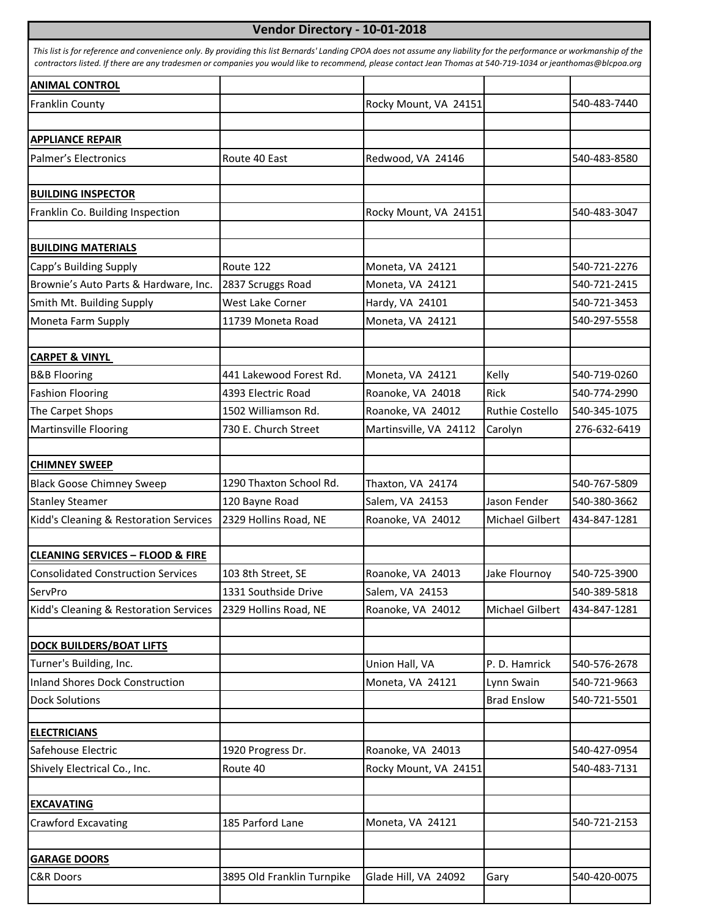# Vendor Directory - 10-01-2018

*This list is for reference and convenience only. By providing this list Bernards' Landing CPOA does not assume any liability for the performance or workmanship of the contractors listed. If there are any tradesmen or companies you would like to recommend, please contact Jean Thomas at 540-719-1034 or jeanthomas@blcpoa.org*

| | | | | |
|---|---|---|---|---|
| **ANIMAL CONTROL** | | | | |
| Franklin County | | Rocky Mount, VA 24151 | | 540-483-7440 |
| | | | | |
| **APPLIANCE REPAIR** | | | | |
| Palmer's Electronics | Route 40 East | Redwood, VA 24146 | | 540-483-8580 |
| | | | | |
| **BUILDING INSPECTOR** | | | | |
| Franklin Co. Building Inspection | | Rocky Mount, VA 24151 | | 540-483-3047 |
| | | | | |
| **BUILDING MATERIALS** | | | | |
| Capp's Building Supply | Route 122 | Moneta, VA 24121 | | 540-721-2276 |
| Brownie's Auto Parts & Hardware, Inc. | 2837 Scruggs Road | Moneta, VA 24121 | | 540-721-2415 |
| Smith Mt. Building Supply | West Lake Corner | Hardy, VA 24101 | | 540-721-3453 |
| Moneta Farm Supply | 11739 Moneta Road | Moneta, VA 24121 | | 540-297-5558 |
| | | | | |
| **CARPET & VINYL** | | | | |
| B&B Flooring | 441 Lakewood Forest Rd. | Moneta, VA 24121 | Kelly | 540-719-0260 |
| Fashion Flooring | 4393 Electric Road | Roanoke, VA 24018 | Rick | 540-774-2990 |
| The Carpet Shops | 1502 Williamson Rd. | Roanoke, VA 24012 | Ruthie Costello | 540-345-1075 |
| Martinsville Flooring | 730 E. Church Street | Martinsville, VA 24112 | Carolyn | 276-632-6419 |
| | | | | |
| **CHIMNEY SWEEP** | | | | |
| Black Goose Chimney Sweep | 1290 Thaxton School Rd. | Thaxton, VA 24174 | | 540-767-5809 |
| Stanley Steamer | 120 Bayne Road | Salem, VA 24153 | Jason Fender | 540-380-3662 |
| Kidd's Cleaning & Restoration Services | 2329 Hollins Road, NE | Roanoke, VA 24012 | Michael Gilbert | 434-847-1281 |
| | | | | |
| **CLEANING SERVICES – FLOOD & FIRE** | | | | |
| Consolidated Construction Services | 103 8th Street, SE | Roanoke, VA 24013 | Jake Flournoy | 540-725-3900 |
| ServPro | 1331 Southside Drive | Salem, VA 24153 | | 540-389-5818 |
| Kidd's Cleaning & Restoration Services | 2329 Hollins Road, NE | Roanoke, VA 24012 | Michael Gilbert | 434-847-1281 |
| | | | | |
| **DOCK BUILDERS/BOAT LIFTS** | | | | |
| Turner's Building, Inc. | | Union Hall, VA | P. D. Hamrick | 540-576-2678 |
| Inland Shores Dock Construction | | Moneta, VA 24121 | Lynn Swain | 540-721-9663 |
| Dock Solutions | | | Brad Enslow | 540-721-5501 |
| | | | | |
| **ELECTRICIANS** | | | | |
| Safehouse Electric | 1920 Progress Dr. | Roanoke, VA 24013 | | 540-427-0954 |
| Shively Electrical Co., Inc. | Route 40 | Rocky Mount, VA 24151 | | 540-483-7131 |
| | | | | |
| **EXCAVATING** | | | | |
| Crawford Excavating | 185 Parford Lane | Moneta, VA 24121 | | 540-721-2153 |
| | | | | |
| **GARAGE DOORS** | | | | |
| C&R Doors | 3895 Old Franklin Turnpike | Glade Hill, VA 24092 | Gary | 540-420-0075 |
| | | | | |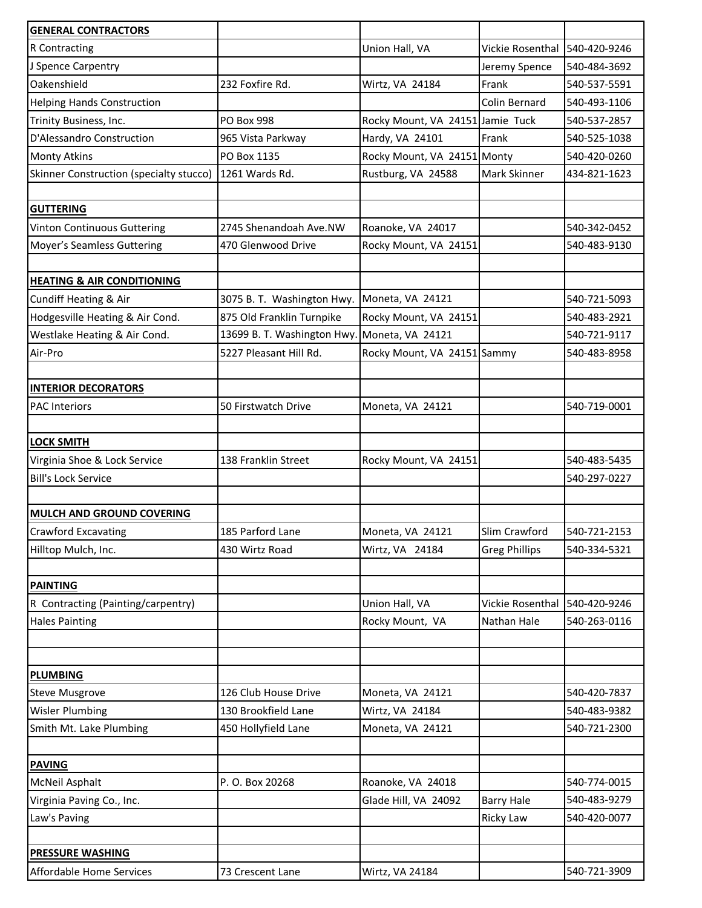| **GENERAL CONTRACTORS** | | | | |
|---|---|---|---|---|
| R Contracting | | Union Hall, VA | Vickie Rosenthal | 540-420-9246 |
| J Spence Carpentry | | | Jeremy Spence | 540-484-3692 |
| Oakenshield | 232 Foxfire Rd. | Wirtz, VA 24184 | Frank | 540-537-5591 |
| Helping Hands Construction | | | Colin Bernard | 540-493-1106 |
| Trinity Business, Inc. | PO Box 998 | Rocky Mount, VA 24151 | Jamie Tuck | 540-537-2857 |
| D'Alessandro Construction | 965 Vista Parkway | Hardy, VA 24101 | Frank | 540-525-1038 |
| Monty Atkins | PO Box 1135 | Rocky Mount, VA 24151 | Monty | 540-420-0260 |
| Skinner Construction (specialty stucco) | 1261 Wards Rd. | Rustburg, VA 24588 | Mark Skinner | 434-821-1623 |
| | | | | |
| **GUTTERING** | | | | |
| Vinton Continuous Guttering | 2745 Shenandoah Ave.NW | Roanoke, VA 24017 | | 540-342-0452 |
| Moyer's Seamless Guttering | 470 Glenwood Drive | Rocky Mount, VA 24151 | | 540-483-9130 |
| | | | | |
| **HEATING & AIR CONDITIONING** | | | | |
| Cundiff Heating & Air | 3075 B. T. Washington Hwy. | Moneta, VA 24121 | | 540-721-5093 |
| Hodgesville Heating & Air Cond. | 875 Old Franklin Turnpike | Rocky Mount, VA 24151 | | 540-483-2921 |
| Westlake Heating & Air Cond. | 13699 B. T. Washington Hwy. | Moneta, VA 24121 | | 540-721-9117 |
| Air-Pro | 5227 Pleasant Hill Rd. | Rocky Mount, VA 24151 | Sammy | 540-483-8958 |
| | | | | |
| **INTERIOR DECORATORS** | | | | |
| PAC Interiors | 50 Firstwatch Drive | Moneta, VA 24121 | | 540-719-0001 |
| | | | | |
| **LOCK SMITH** | | | | |
| Virginia Shoe & Lock Service | 138 Franklin Street | Rocky Mount, VA 24151 | | 540-483-5435 |
| Bill's Lock Service | | | | 540-297-0227 |
| | | | | |
| **MULCH AND GROUND COVERING** | | | | |
| Crawford Excavating | 185 Parford Lane | Moneta, VA 24121 | Slim Crawford | 540-721-2153 |
| Hilltop Mulch, Inc. | 430 Wirtz Road | Wirtz, VA 24184 | Greg Phillips | 540-334-5321 |
| | | | | |
| **PAINTING** | | | | |
| R Contracting (Painting/carpentry) | | Union Hall, VA | Vickie Rosenthal | 540-420-9246 |
| Hales Painting | | Rocky Mount, VA | Nathan Hale | 540-263-0116 |
| | | | | |
| | | | | |
| **PLUMBING** | | | | |
| Steve Musgrove | 126 Club House Drive | Moneta, VA 24121 | | 540-420-7837 |
| Wisler Plumbing | 130 Brookfield Lane | Wirtz, VA 24184 | | 540-483-9382 |
| Smith Mt. Lake Plumbing | 450 Hollyfield Lane | Moneta, VA 24121 | | 540-721-2300 |
| | | | | |
| **PAVING** | | | | |
| McNeil Asphalt | P. O. Box 20268 | Roanoke, VA 24018 | | 540-774-0015 |
| Virginia Paving Co., Inc. | | Glade Hill, VA 24092 | Barry Hale | 540-483-9279 |
| Law's Paving | | | Ricky Law | 540-420-0077 |
| | | | | |
| **PRESSURE WASHING** | | | | |
| Affordable Home Services | 73 Crescent Lane | Wirtz, VA 24184 | | 540-721-3909 |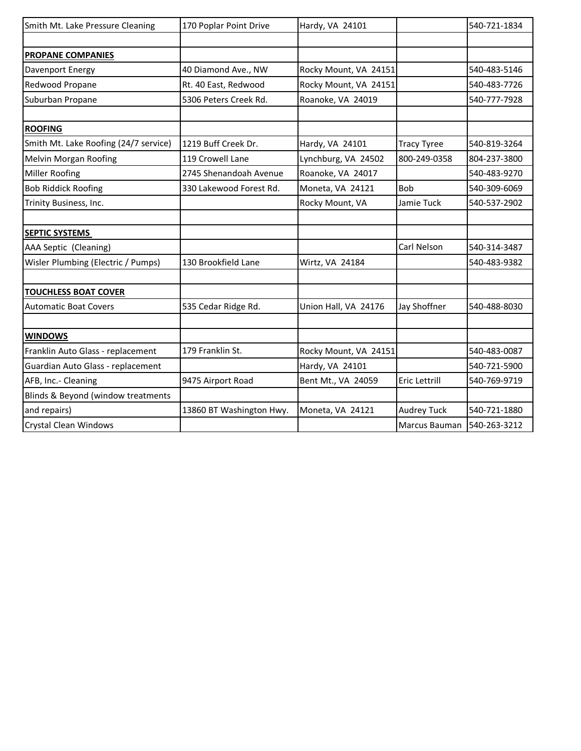| | | | | |
|---|---|---|---|---|
| Smith Mt. Lake Pressure Cleaning | 170 Poplar Point Drive | Hardy, VA 24101 | | 540-721-1834 |
| | | | | |
| **PROPANE COMPANIES** | | | | |
| Davenport Energy | 40 Diamond Ave., NW | Rocky Mount, VA 24151 | | 540-483-5146 |
| Redwood Propane | Rt. 40 East, Redwood | Rocky Mount, VA 24151 | | 540-483-7726 |
| Suburban Propane | 5306 Peters Creek Rd. | Roanoke, VA 24019 | | 540-777-7928 |
| | | | | |
| **ROOFING** | | | | |
| Smith Mt. Lake Roofing (24/7 service) | 1219 Buff Creek Dr. | Hardy, VA 24101 | Tracy Tyree | 540-819-3264 |
| Melvin Morgan Roofing | 119 Crowell Lane | Lynchburg, VA 24502 | 800-249-0358 | 804-237-3800 |
| Miller Roofing | 2745 Shenandoah Avenue | Roanoke, VA 24017 | | 540-483-9270 |
| Bob Riddick Roofing | 330 Lakewood Forest Rd. | Moneta, VA 24121 | Bob | 540-309-6069 |
| Trinity Business, Inc. | | Rocky Mount, VA | Jamie Tuck | 540-537-2902 |
| | | | | |
| **SEPTIC SYSTEMS** | | | | |
| AAA Septic (Cleaning) | | | Carl Nelson | 540-314-3487 |
| Wisler Plumbing (Electric / Pumps) | 130 Brookfield Lane | Wirtz, VA 24184 | | 540-483-9382 |
| | | | | |
| **TOUCHLESS BOAT COVER** | | | | |
| Automatic Boat Covers | 535 Cedar Ridge Rd. | Union Hall, VA 24176 | Jay Shoffner | 540-488-8030 |
| | | | | |
| **WINDOWS** | | | | |
| Franklin Auto Glass - replacement | 179 Franklin St. | Rocky Mount, VA 24151 | | 540-483-0087 |
| Guardian Auto Glass - replacement | | Hardy, VA 24101 | | 540-721-5900 |
| AFB, Inc.- Cleaning | 9475 Airport Road | Bent Mt., VA 24059 | Eric Lettrill | 540-769-9719 |
| Blinds & Beyond (window treatments | | | | |
| and repairs) | 13860 BT Washington Hwy. | Moneta, VA 24121 | Audrey Tuck | 540-721-1880 |
| Crystal Clean Windows | | | Marcus Bauman | 540-263-3212 |